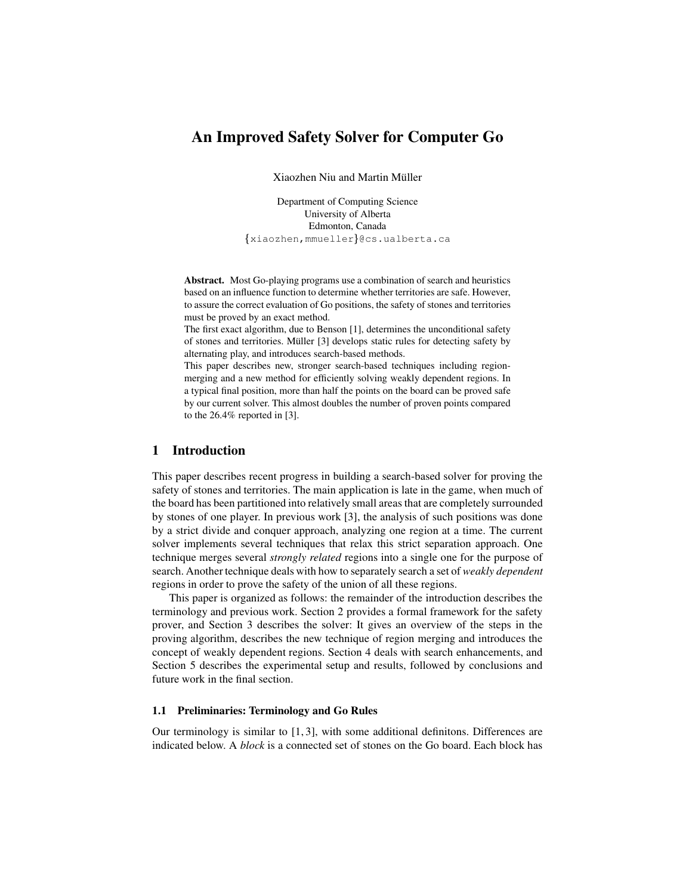# An Improved Safety Solver for Computer Go

Xiaozhen Niu and Martin Müller

Department of Computing Science
University of Alberta
Edmonton, Canada
{xiaozhen,mmueller}@cs.ualberta.ca

**Abstract.** Most Go-playing programs use a combination of search and heuristics based on an influence function to determine whether territories are safe. However, to assure the correct evaluation of Go positions, the safety of stones and territories must be proved by an exact method.

The first exact algorithm, due to Benson [1], determines the unconditional safety of stones and territories. Müller [3] develops static rules for detecting safety by alternating play, and introduces search-based methods.

This paper describes new, stronger search-based techniques including region-merging and a new method for efficiently solving weakly dependent regions. In a typical final position, more than half the points on the board can be proved safe by our current solver. This almost doubles the number of proven points compared to the 26.4% reported in [3].

## 1 Introduction

This paper describes recent progress in building a search-based solver for proving the safety of stones and territories. The main application is late in the game, when much of the board has been partitioned into relatively small areas that are completely surrounded by stones of one player. In previous work [3], the analysis of such positions was done by a strict divide and conquer approach, analyzing one region at a time. The current solver implements several techniques that relax this strict separation approach. One technique merges several *strongly related* regions into a single one for the purpose of search. Another technique deals with how to separately search a set of *weakly dependent* regions in order to prove the safety of the union of all these regions.

This paper is organized as follows: the remainder of the introduction describes the terminology and previous work. Section 2 provides a formal framework for the safety prover, and Section 3 describes the solver: It gives an overview of the steps in the proving algorithm, describes the new technique of region merging and introduces the concept of weakly dependent regions. Section 4 deals with search enhancements, and Section 5 describes the experimental setup and results, followed by conclusions and future work in the final section.

### 1.1 Preliminaries: Terminology and Go Rules

Our terminology is similar to [1, 3], with some additional definitons. Differences are indicated below. A *block* is a connected set of stones on the Go board. Each block has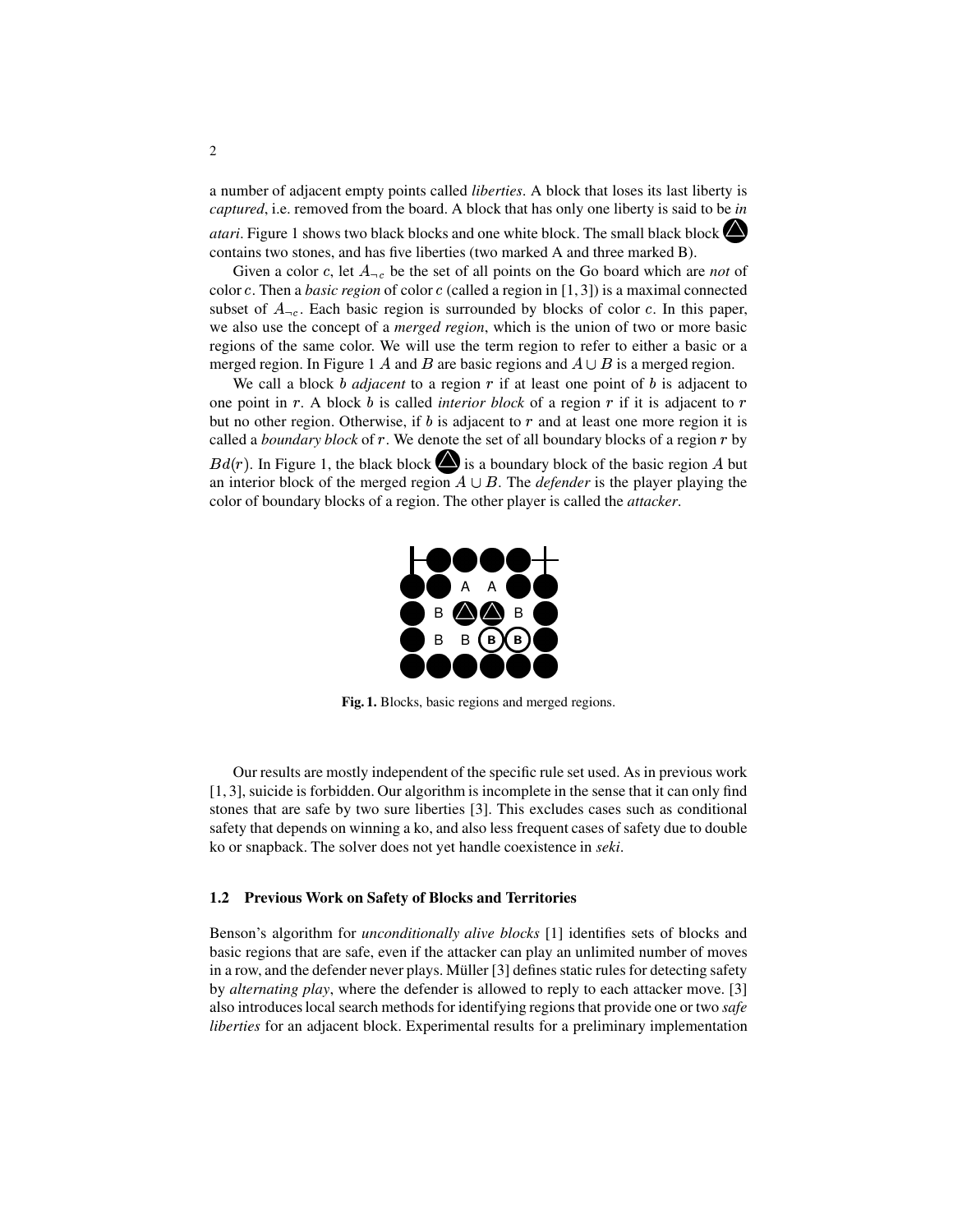a number of adjacent empty points called *liberties*. A block that loses its last liberty is *captured*, i.e. removed from the board. A block that has only one liberty is said to be *in atari*. Figure 1 shows two black blocks and one white block. The small black block contains two stones, and has five liberties (two marked A and three marked B).

Given a color $c$, let $A_{\neg c}$ be the set of all points on the Go board which are *not* of color $c$. Then a *basic region* of color $c$ (called a region in [1, 3]) is a maximal connected subset of $A_{\neg c}$. Each basic region is surrounded by blocks of color $c$. In this paper, we also use the concept of a *merged region*, which is the union of two or more basic regions of the same color. We will use the term region to refer to either a basic or a merged region. In Figure 1 $A$ and $B$ are basic regions and $A \cup B$ is a merged region.

We call a block $b$ *adjacent* to a region $r$ if at least one point of $b$ is adjacent to one point in $r$. A block $b$ is called *interior block* of a region $r$ if it is adjacent to $r$ but no other region. Otherwise, if $b$ is adjacent to $r$ and at least one more region it is called a *boundary block* of $r$. We denote the set of all boundary blocks of a region $r$ by $Bd(r)$. In Figure 1, the black block is a boundary block of the basic region $A$ but an interior block of the merged region $A \cup B$. The *defender* is the player playing the color of boundary blocks of a region. The other player is called the *attacker*.

**Fig. 1.** Blocks, basic regions and merged regions.

Our results are mostly independent of the specific rule set used. As in previous work [1, 3], suicide is forbidden. Our algorithm is incomplete in the sense that it can only find stones that are safe by two sure liberties [3]. This excludes cases such as conditional safety that depends on winning a ko, and also less frequent cases of safety due to double ko or snapback. The solver does not yet handle coexistence in *seki*.

### 1.2 Previous Work on Safety of Blocks and Territories

Benson's algorithm for *unconditionally alive blocks* [1] identifies sets of blocks and basic regions that are safe, even if the attacker can play an unlimited number of moves in a row, and the defender never plays. Müller [3] defines static rules for detecting safety by *alternating play*, where the defender is allowed to reply to each attacker move. [3] also introduces local search methods for identifying regions that provide one or two *safe liberties* for an adjacent block. Experimental results for a preliminary implementation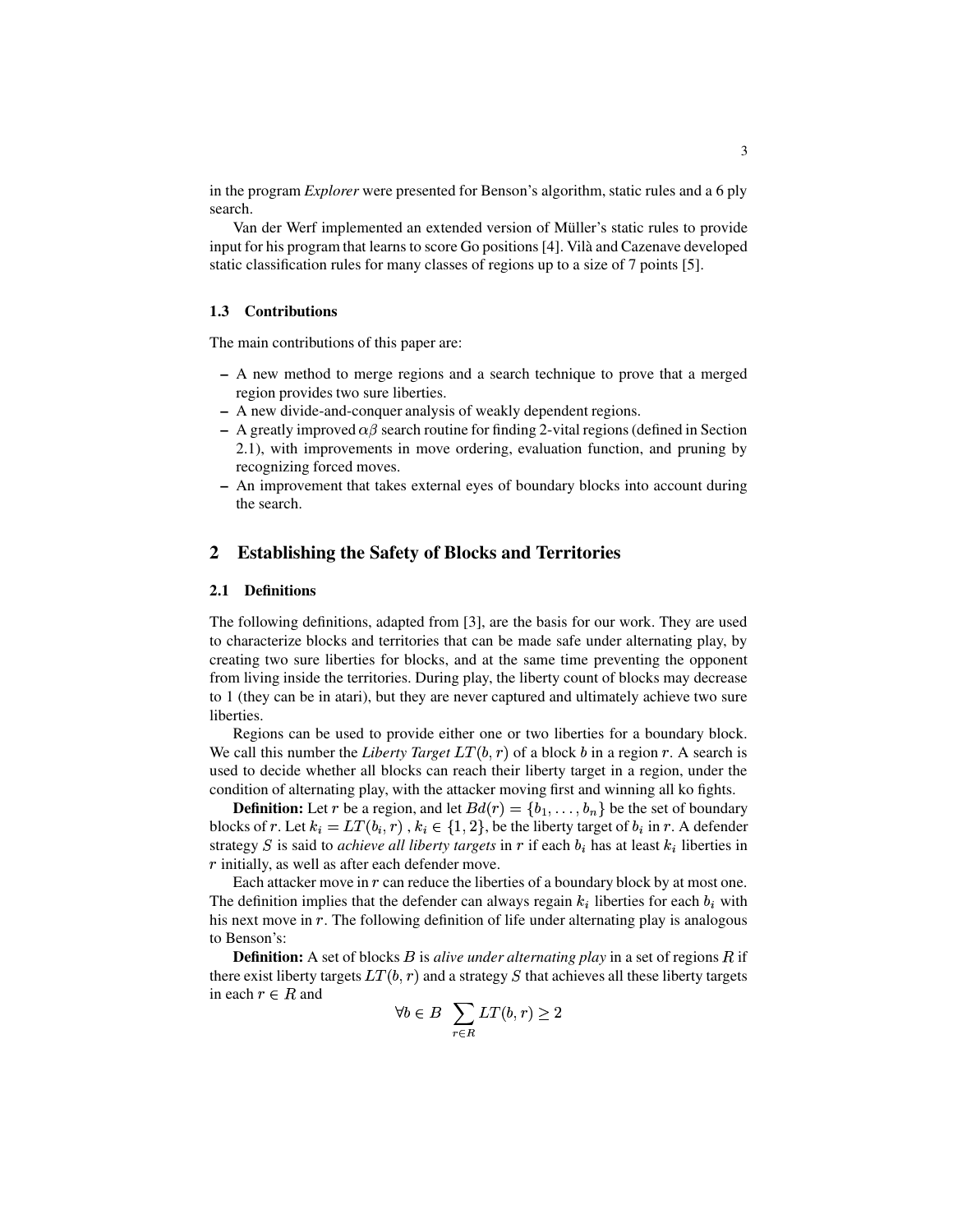in the program *Explorer* were presented for Benson's algorithm, static rules and a 6 ply search.

Van der Werf implemented an extended version of Müller's static rules to provide input for his program that learns to score Go positions [4]. Vilà and Cazenave developed static classification rules for many classes of regions up to a size of 7 points [5].

### 1.3 Contributions

The main contributions of this paper are:

- A new method to merge regions and a search technique to prove that a merged region provides two sure liberties.
- A new divide-and-conquer analysis of weakly dependent regions.
- A greatly improved $\alpha\beta$ search routine for finding 2-vital regions (defined in Section 2.1), with improvements in move ordering, evaluation function, and pruning by recognizing forced moves.
- An improvement that takes external eyes of boundary blocks into account during the search.

## 2 Establishing the Safety of Blocks and Territories

### 2.1 Definitions

The following definitions, adapted from [3], are the basis for our work. They are used to characterize blocks and territories that can be made safe under alternating play, by creating two sure liberties for blocks, and at the same time preventing the opponent from living inside the territories. During play, the liberty count of blocks may decrease to 1 (they can be in atari), but they are never captured and ultimately achieve two sure liberties.

Regions can be used to provide either one or two liberties for a boundary block. We call this number the *Liberty Target* $LT(b, r)$ of a block $b$ in a region $r$. A search is used to decide whether all blocks can reach their liberty target in a region, under the condition of alternating play, with the attacker moving first and winning all ko fights.

**Definition:** Let $r$ be a region, and let $Bd(r) = \{b_1, \ldots, b_n\}$ be the set of boundary blocks of $r$. Let $k_i = LT(b_i, r)$ , $k_i \in \{1, 2\}$, be the liberty target of $b_i$ in $r$. A defender strategy $S$ is said to *achieve all liberty targets* in $r$ if each $b_i$ has at least $k_i$ liberties in $r$ initially, as well as after each defender move.

Each attacker move in $r$ can reduce the liberties of a boundary block by at most one. The definition implies that the defender can always regain $k_i$ liberties for each $b_i$ with his next move in $r$. The following definition of life under alternating play is analogous to Benson's:

**Definition:** A set of blocks $B$ is *alive under alternating play* in a set of regions $R$ if there exist liberty targets $LT(b, r)$ and a strategy $S$ that achieves all these liberty targets in each $r \in R$ and

$$\forall b \in B \ \sum_{r \in R} LT(b, r) \geq 2$$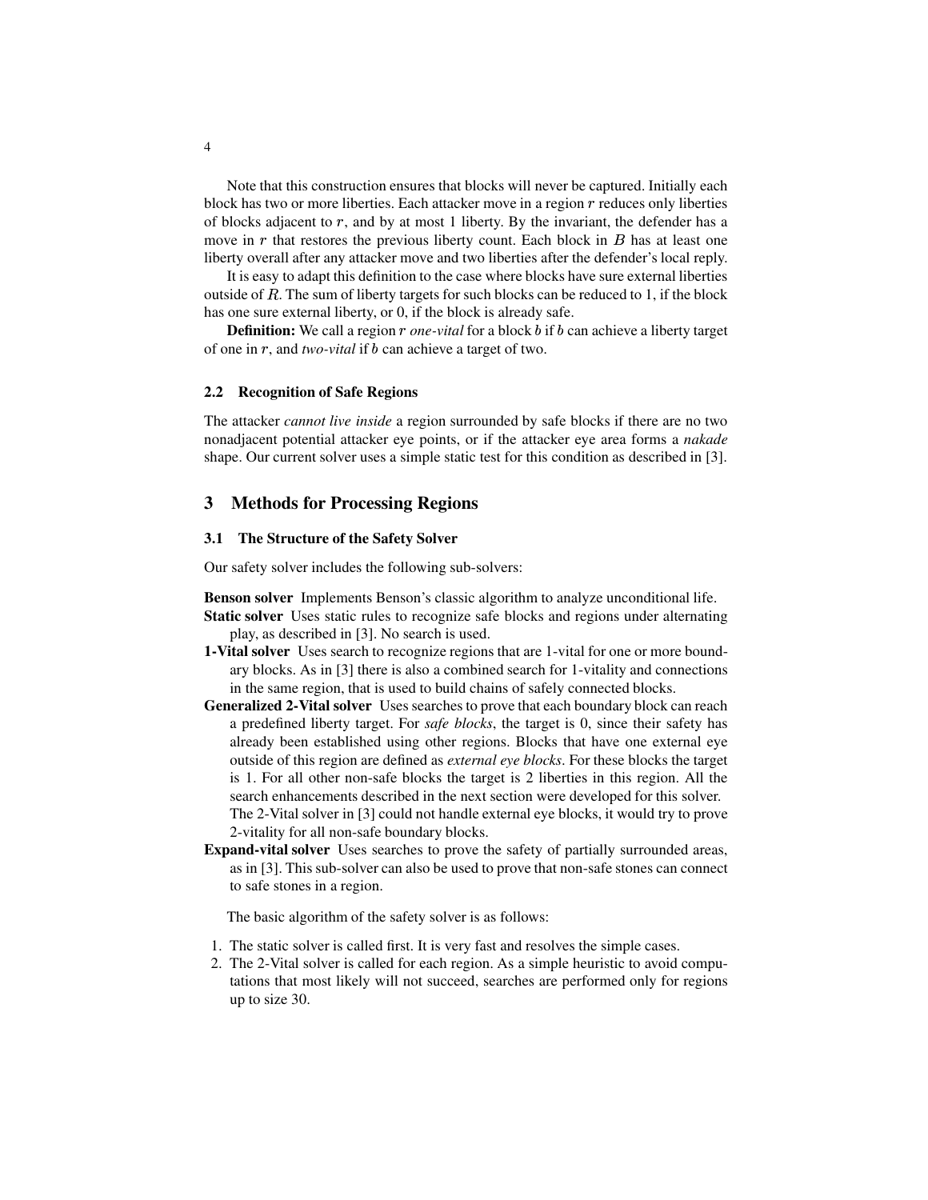Note that this construction ensures that blocks will never be captured. Initially each block has two or more liberties. Each attacker move in a region $r$ reduces only liberties of blocks adjacent to $r$, and by at most 1 liberty. By the invariant, the defender has a move in $r$ that restores the previous liberty count. Each block in $B$ has at least one liberty overall after any attacker move and two liberties after the defender's local reply.

It is easy to adapt this definition to the case where blocks have sure external liberties outside of $R$. The sum of liberty targets for such blocks can be reduced to 1, if the block has one sure external liberty, or 0, if the block is already safe.

**Definition:** We call a region $r$ *one-vital* for a block $b$ if $b$ can achieve a liberty target of one in $r$, and *two-vital* if $b$ can achieve a target of two.

### 2.2 Recognition of Safe Regions

The attacker *cannot live inside* a region surrounded by safe blocks if there are no two nonadjacent potential attacker eye points, or if the attacker eye area forms a *nakade* shape. Our current solver uses a simple static test for this condition as described in [3].

## 3 Methods for Processing Regions

### 3.1 The Structure of the Safety Solver

Our safety solver includes the following sub-solvers:

**Benson solver** Implements Benson's classic algorithm to analyze unconditional life.

**Static solver** Uses static rules to recognize safe blocks and regions under alternating play, as described in [3]. No search is used.

**1-Vital solver** Uses search to recognize regions that are 1-vital for one or more boundary blocks. As in [3] there is also a combined search for 1-vitality and connections in the same region, that is used to build chains of safely connected blocks.

**Generalized 2-Vital solver** Uses searches to prove that each boundary block can reach a predefined liberty target. For *safe blocks*, the target is 0, since their safety has already been established using other regions. Blocks that have one external eye outside of this region are defined as *external eye blocks*. For these blocks the target is 1. For all other non-safe blocks the target is 2 liberties in this region. All the search enhancements described in the next section were developed for this solver. The 2-Vital solver in [3] could not handle external eye blocks, it would try to prove 2-vitality for all non-safe boundary blocks.

**Expand-vital solver** Uses searches to prove the safety of partially surrounded areas, as in [3]. This sub-solver can also be used to prove that non-safe stones can connect to safe stones in a region.

The basic algorithm of the safety solver is as follows:

1. The static solver is called first. It is very fast and resolves the simple cases.
2. The 2-Vital solver is called for each region. As a simple heuristic to avoid computations that most likely will not succeed, searches are performed only for regions up to size 30.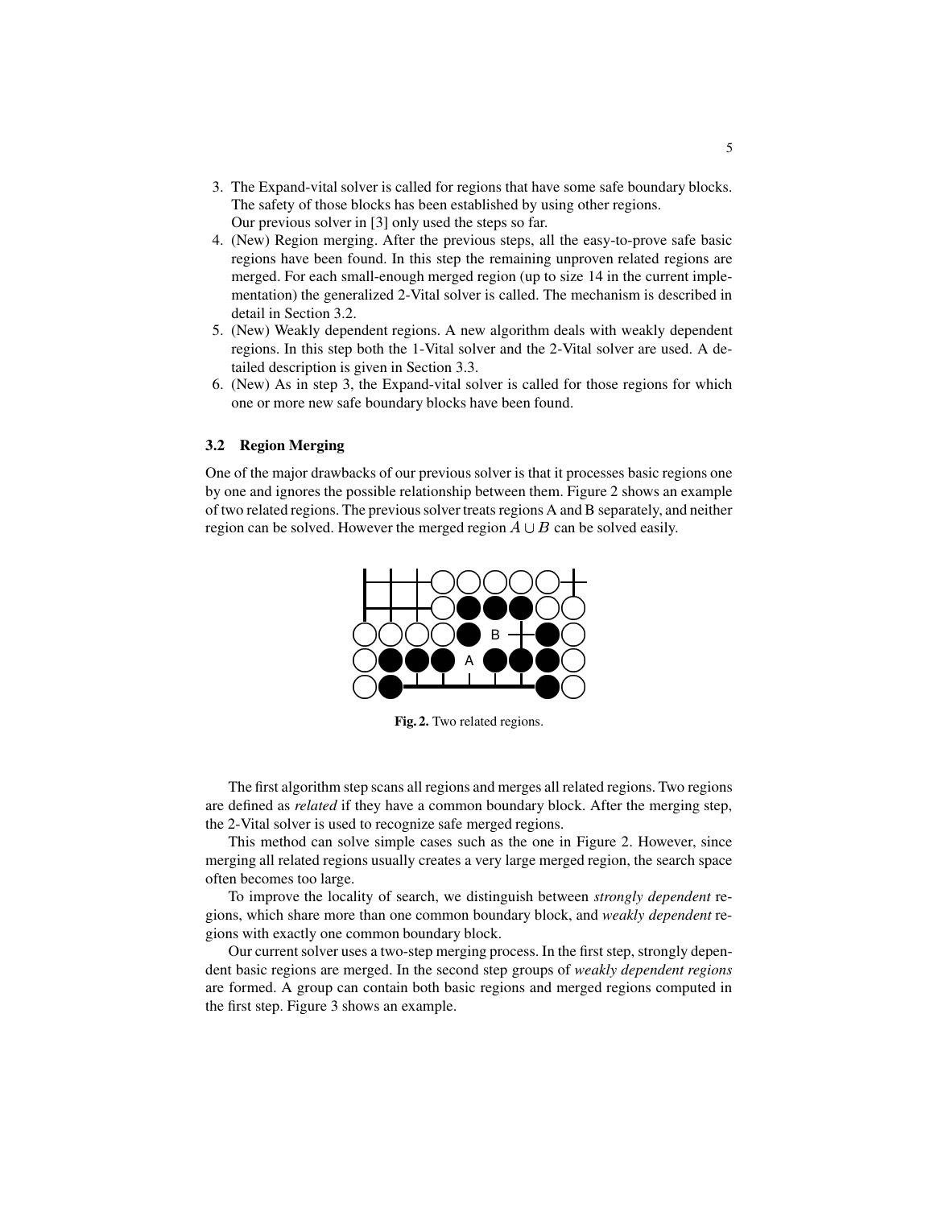3. The Expand-vital solver is called for regions that have some safe boundary blocks. The safety of those blocks has been established by using other regions.
   Our previous solver in [3] only used the steps so far.
4. (New) Region merging. After the previous steps, all the easy-to-prove safe basic regions have been found. In this step the remaining unproven related regions are merged. For each small-enough merged region (up to size 14 in the current implementation) the generalized 2-Vital solver is called. The mechanism is described in detail in Section 3.2.
5. (New) Weakly dependent regions. A new algorithm deals with weakly dependent regions. In this step both the 1-Vital solver and the 2-Vital solver are used. A detailed description is given in Section 3.3.
6. (New) As in step 3, the Expand-vital solver is called for those regions for which one or more new safe boundary blocks have been found.

### 3.2 Region Merging

One of the major drawbacks of our previous solver is that it processes basic regions one by one and ignores the possible relationship between them. Figure 2 shows an example of two related regions. The previous solver treats regions A and B separately, and neither region can be solved. However the merged region $A \cup B$ can be solved easily.

**Fig. 2.** Two related regions.

The first algorithm step scans all regions and merges all related regions. Two regions are defined as *related* if they have a common boundary block. After the merging step, the 2-Vital solver is used to recognize safe merged regions.

This method can solve simple cases such as the one in Figure 2. However, since merging all related regions usually creates a very large merged region, the search space often becomes too large.

To improve the locality of search, we distinguish between *strongly dependent* regions, which share more than one common boundary block, and *weakly dependent* regions with exactly one common boundary block.

Our current solver uses a two-step merging process. In the first step, strongly dependent basic regions are merged. In the second step groups of *weakly dependent regions* are formed. A group can contain both basic regions and merged regions computed in the first step. Figure 3 shows an example.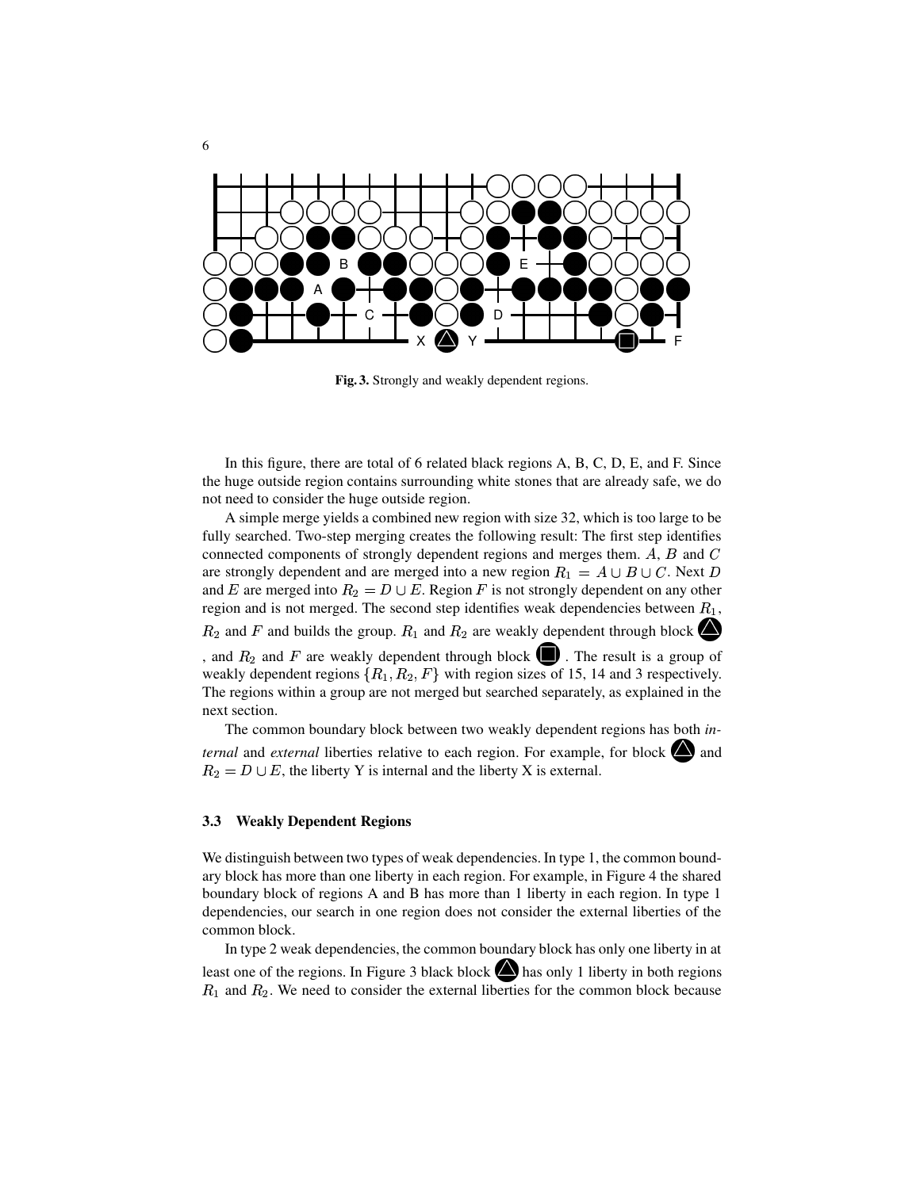Fig. 3. Strongly and weakly dependent regions.

In this figure, there are total of 6 related black regions A, B, C, D, E, and F. Since the huge outside region contains surrounding white stones that are already safe, we do not need to consider the huge outside region.

A simple merge yields a combined new region with size 32, which is too large to be fully searched. Two-step merging creates the following result: The first step identifies connected components of strongly dependent regions and merges them. $A$, $B$ and $C$ are strongly dependent and are merged into a new region $R_1 = A \cup B \cup C$. Next $D$ and $E$ are merged into $R_2 = D \cup E$. Region $F$ is not strongly dependent on any other region and is not merged. The second step identifies weak dependencies between $R_1$, $R_2$ and $F$ and builds the group. $R_1$ and $R_2$ are weakly dependent through block ▲, and $R_2$ and $F$ are weakly dependent through block ■. The result is a group of weakly dependent regions $\{R_1, R_2, F\}$ with region sizes of 15, 14 and 3 respectively. The regions within a group are not merged but searched separately, as explained in the next section.

The common boundary block between two weakly dependent regions has both *internal* and *external* liberties relative to each region. For example, for block ▲ and $R_2 = D \cup E$, the liberty Y is internal and the liberty X is external.

### 3.3 Weakly Dependent Regions

We distinguish between two types of weak dependencies. In type 1, the common boundary block has more than one liberty in each region. For example, in Figure 4 the shared boundary block of regions A and B has more than 1 liberty in each region. In type 1 dependencies, our search in one region does not consider the external liberties of the common block.

In type 2 weak dependencies, the common boundary block has only one liberty in at least one of the regions. In Figure 3 black block ▲ has only 1 liberty in both regions $R_1$ and $R_2$. We need to consider the external liberties for the common block because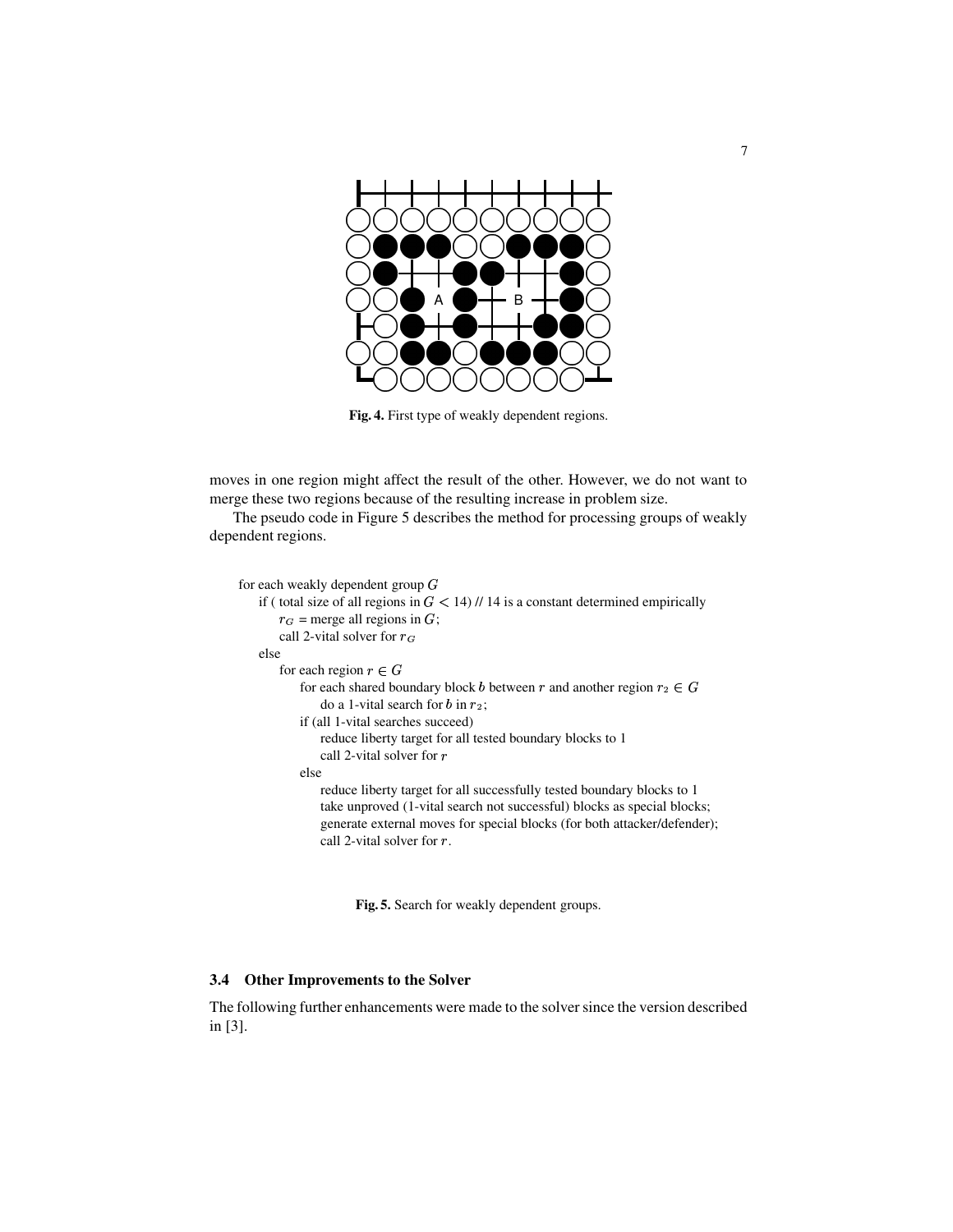Fig. 4. First type of weakly dependent regions.

moves in one region might affect the result of the other. However, we do not want to merge these two regions because of the resulting increase in problem size.

The pseudo code in Figure 5 describes the method for processing groups of weakly dependent regions.

```
for each weakly dependent group G
    if ( total size of all regions in G < 14) // 14 is a constant determined empirically
        r_G = merge all regions in G;
        call 2-vital solver for r_G
    else
        for each region r ∈ G
            for each shared boundary block b between r and another region r_2 ∈ G
                do a 1-vital search for b in r_2;
            if (all 1-vital searches succeed)
                reduce liberty target for all tested boundary blocks to 1
                call 2-vital solver for r
            else
                reduce liberty target for all successfully tested boundary blocks to 1
                take unproved (1-vital search not successful) blocks as special blocks;
                generate external moves for special blocks (for both attacker/defender);
                call 2-vital solver for r.
```

Fig. 5. Search for weakly dependent groups.

### 3.4 Other Improvements to the Solver

The following further enhancements were made to the solver since the version described in [3].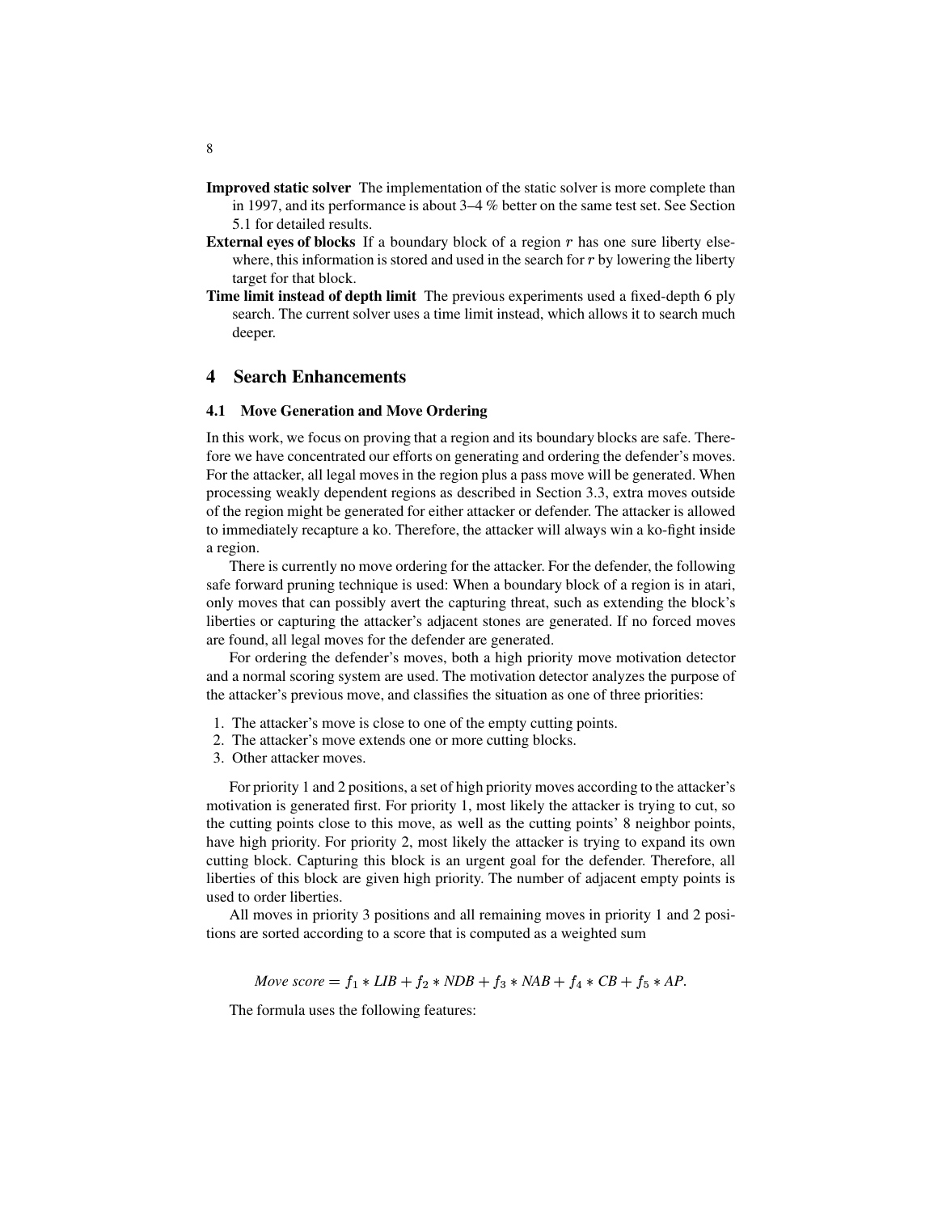**Improved static solver** The implementation of the static solver is more complete than in 1997, and its performance is about 3–4 % better on the same test set. See Section 5.1 for detailed results.

**External eyes of blocks** If a boundary block of a region $r$ has one sure liberty elsewhere, this information is stored and used in the search for $r$ by lowering the liberty target for that block.

**Time limit instead of depth limit** The previous experiments used a fixed-depth 6 ply search. The current solver uses a time limit instead, which allows it to search much deeper.

## 4 Search Enhancements

### 4.1 Move Generation and Move Ordering

In this work, we focus on proving that a region and its boundary blocks are safe. Therefore we have concentrated our efforts on generating and ordering the defender's moves. For the attacker, all legal moves in the region plus a pass move will be generated. When processing weakly dependent regions as described in Section 3.3, extra moves outside of the region might be generated for either attacker or defender. The attacker is allowed to immediately recapture a ko. Therefore, the attacker will always win a ko-fight inside a region.

There is currently no move ordering for the attacker. For the defender, the following safe forward pruning technique is used: When a boundary block of a region is in atari, only moves that can possibly avert the capturing threat, such as extending the block's liberties or capturing the attacker's adjacent stones are generated. If no forced moves are found, all legal moves for the defender are generated.

For ordering the defender's moves, both a high priority move motivation detector and a normal scoring system are used. The motivation detector analyzes the purpose of the attacker's previous move, and classifies the situation as one of three priorities:

1. The attacker's move is close to one of the empty cutting points.
2. The attacker's move extends one or more cutting blocks.
3. Other attacker moves.

For priority 1 and 2 positions, a set of high priority moves according to the attacker's motivation is generated first. For priority 1, most likely the attacker is trying to cut, so the cutting points close to this move, as well as the cutting points' 8 neighbor points, have high priority. For priority 2, most likely the attacker is trying to expand its own cutting block. Capturing this block is an urgent goal for the defender. Therefore, all liberties of this block are given high priority. The number of adjacent empty points is used to order liberties.

All moves in priority 3 positions and all remaining moves in priority 1 and 2 positions are sorted according to a score that is computed as a weighted sum

$$\textit{Move score} = f_1 * \textit{LIB} + f_2 * \textit{NDB} + f_3 * \textit{NAB} + f_4 * \textit{CB} + f_5 * \textit{AP}.$$

The formula uses the following features: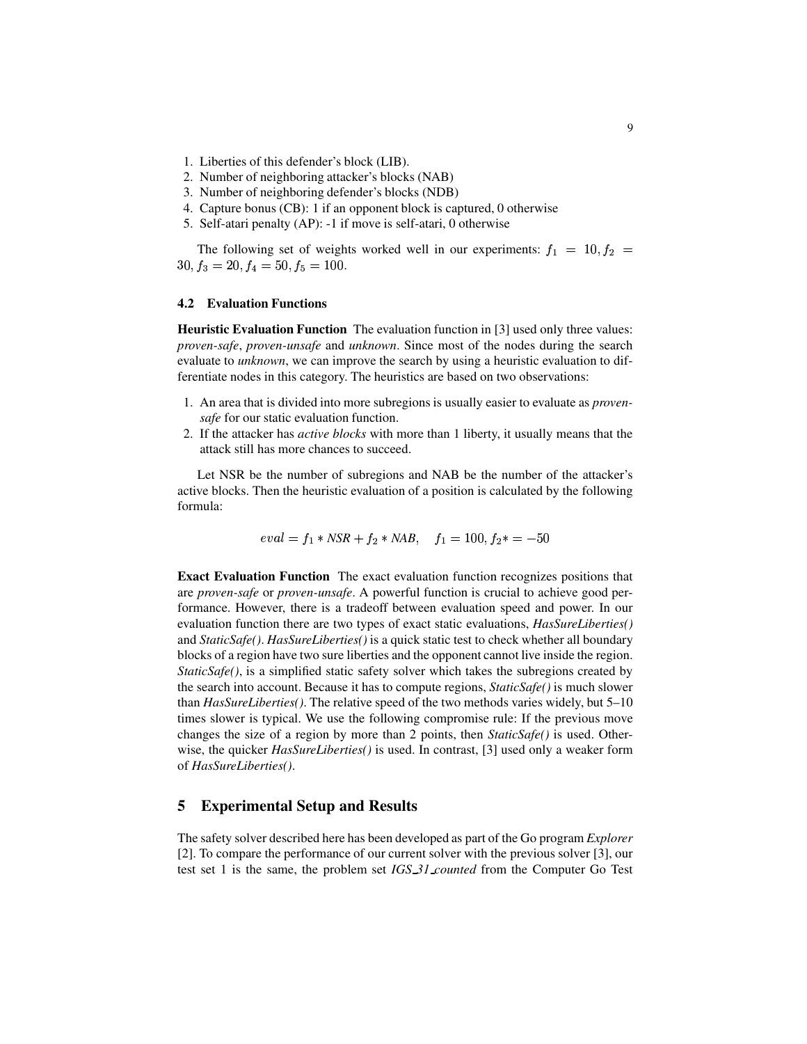1. Liberties of this defender's block (LIB).
2. Number of neighboring attacker's blocks (NAB)
3. Number of neighboring defender's blocks (NDB)
4. Capture bonus (CB): 1 if an opponent block is captured, 0 otherwise
5. Self-atari penalty (AP): -1 if move is self-atari, 0 otherwise

The following set of weights worked well in our experiments: $f_1 = 10, f_2 = 30, f_3 = 20, f_4 = 50, f_5 = 100$.

### 4.2 Evaluation Functions

**Heuristic Evaluation Function** The evaluation function in [3] used only three values: *proven-safe*, *proven-unsafe* and *unknown*. Since most of the nodes during the search evaluate to *unknown*, we can improve the search by using a heuristic evaluation to differentiate nodes in this category. The heuristics are based on two observations:

1. An area that is divided into more subregions is usually easier to evaluate as *proven-safe* for our static evaluation function.
2. If the attacker has *active blocks* with more than 1 liberty, it usually means that the attack still has more chances to succeed.

Let NSR be the number of subregions and NAB be the number of the attacker's active blocks. Then the heuristic evaluation of a position is calculated by the following formula:

$$eval = f_1 * NSR + f_2 * NAB, \quad f_1 = 100, f_2 * = -50$$

**Exact Evaluation Function** The exact evaluation function recognizes positions that are *proven-safe* or *proven-unsafe*. A powerful function is crucial to achieve good performance. However, there is a tradeoff between evaluation speed and power. In our evaluation function there are two types of exact static evaluations, *HasSureLiberties()* and *StaticSafe()*. *HasSureLiberties()* is a quick static test to check whether all boundary blocks of a region have two sure liberties and the opponent cannot live inside the region. *StaticSafe()*, is a simplified static safety solver which takes the subregions created by the search into account. Because it has to compute regions, *StaticSafe()* is much slower than *HasSureLiberties()*. The relative speed of the two methods varies widely, but 5–10 times slower is typical. We use the following compromise rule: If the previous move changes the size of a region by more than 2 points, then *StaticSafe()* is used. Otherwise, the quicker *HasSureLiberties()* is used. In contrast, [3] used only a weaker form of *HasSureLiberties()*.

## 5 Experimental Setup and Results

The safety solver described here has been developed as part of the Go program *Explorer* [2]. To compare the performance of our current solver with the previous solver [3], our test set 1 is the same, the problem set *IGS_31_counted* from the Computer Go Test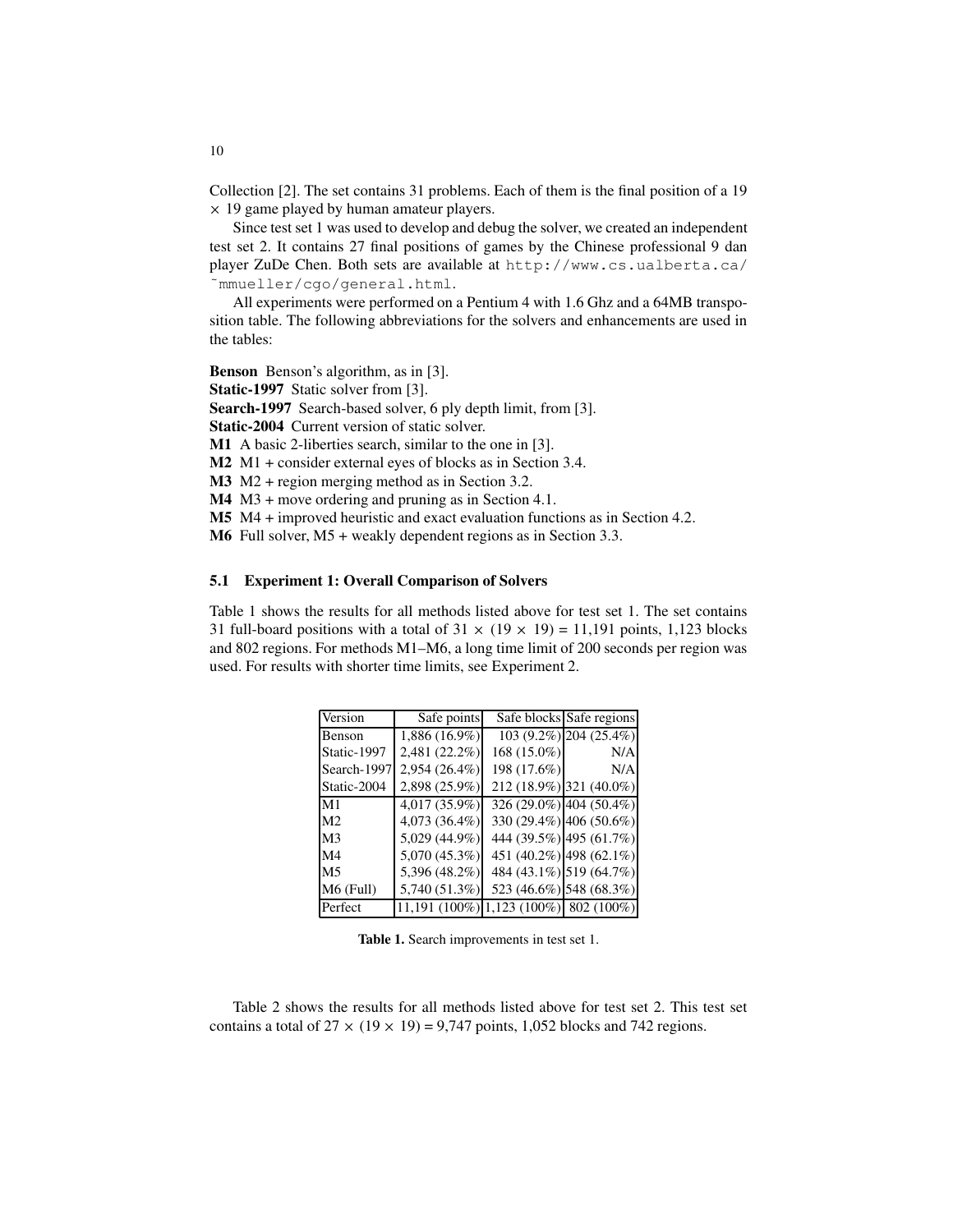Collection [2]. The set contains 31 problems. Each of them is the final position of a 19 $\times$ 19 game played by human amateur players.

Since test set 1 was used to develop and debug the solver, we created an independent test set 2. It contains 27 final positions of games by the Chinese professional 9 dan player ZuDe Chen. Both sets are available at http://www.cs.ualberta.ca/~mmueller/cgo/general.html.

All experiments were performed on a Pentium 4 with 1.6 Ghz and a 64MB transposition table. The following abbreviations for the solvers and enhancements are used in the tables:

**Benson** Benson's algorithm, as in [3].
**Static-1997** Static solver from [3].
**Search-1997** Search-based solver, 6 ply depth limit, from [3].
**Static-2004** Current version of static solver.
**M1** A basic 2-liberties search, similar to the one in [3].
**M2** M1 + consider external eyes of blocks as in Section 3.4.
**M3** M2 + region merging method as in Section 3.2.
**M4** M3 + move ordering and pruning as in Section 4.1.
**M5** M4 + improved heuristic and exact evaluation functions as in Section 4.2.
**M6** Full solver, M5 + weakly dependent regions as in Section 3.3.

### 5.1 Experiment 1: Overall Comparison of Solvers

Table 1 shows the results for all methods listed above for test set 1. The set contains 31 full-board positions with a total of 31 $\times$ (19 $\times$ 19) = 11,191 points, 1,123 blocks and 802 regions. For methods M1–M6, a long time limit of 200 seconds per region was used. For results with shorter time limits, see Experiment 2.

| Version | Safe points | Safe blocks | Safe regions |
|---|---|---|---|
| Benson | 1,886 (16.9%) | 103 (9.2%) | 204 (25.4%) |
| Static-1997 | 2,481 (22.2%) | 168 (15.0%) | N/A |
| Search-1997 | 2,954 (26.4%) | 198 (17.6%) | N/A |
| Static-2004 | 2,898 (25.9%) | 212 (18.9%) | 321 (40.0%) |
| M1 | 4,017 (35.9%) | 326 (29.0%) | 404 (50.4%) |
| M2 | 4,073 (36.4%) | 330 (29.4%) | 406 (50.6%) |
| M3 | 5,029 (44.9%) | 444 (39.5%) | 495 (61.7%) |
| M4 | 5,070 (45.3%) | 451 (40.2%) | 498 (62.1%) |
| M5 | 5,396 (48.2%) | 484 (43.1%) | 519 (64.7%) |
| M6 (Full) | 5,740 (51.3%) | 523 (46.6%) | 548 (68.3%) |
| Perfect | 11,191 (100%) | 1,123 (100%) | 802 (100%) |

**Table 1.** Search improvements in test set 1.

Table 2 shows the results for all methods listed above for test set 2. This test set contains a total of 27 $\times$ (19 $\times$ 19) = 9,747 points, 1,052 blocks and 742 regions.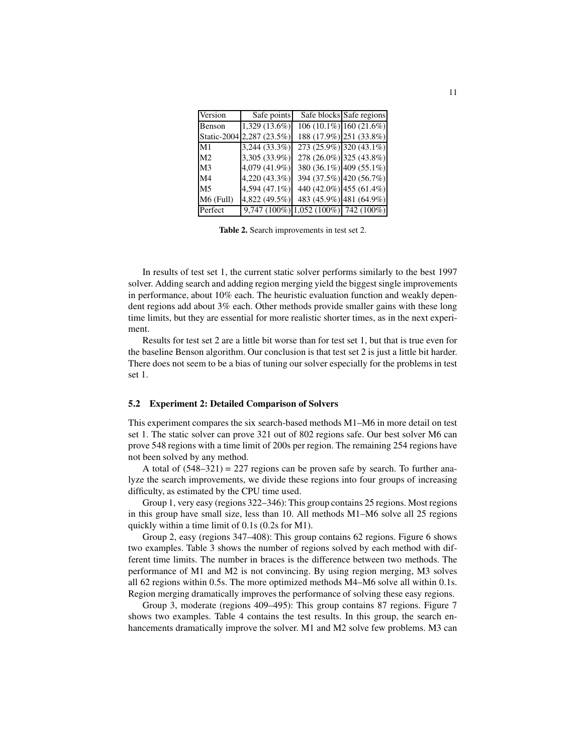| Version | Safe points | Safe blocks | Safe regions |
|---|---|---|---|
| Benson | 1,329 (13.6%) | 106 (10.1%) | 160 (21.6%) |
| Static-2004 | 2,287 (23.5%) | 188 (17.9%) | 251 (33.8%) |
| M1 | 3,244 (33.3%) | 273 (25.9%) | 320 (43.1%) |
| M2 | 3,305 (33.9%) | 278 (26.0%) | 325 (43.8%) |
| M3 | 4,079 (41.9%) | 380 (36.1%) | 409 (55.1%) |
| M4 | 4,220 (43.3%) | 394 (37.5%) | 420 (56.7%) |
| M5 | 4,594 (47.1%) | 440 (42.0%) | 455 (61.4%) |
| M6 (Full) | 4,822 (49.5%) | 483 (45.9%) | 481 (64.9%) |
| Perfect | 9,747 (100%) | 1,052 (100%) | 742 (100%) |

**Table 2.** Search improvements in test set 2.

In results of test set 1, the current static solver performs similarly to the best 1997 solver. Adding search and adding region merging yield the biggest single improvements in performance, about 10% each. The heuristic evaluation function and weakly dependent regions add about 3% each. Other methods provide smaller gains with these long time limits, but they are essential for more realistic shorter times, as in the next experiment.

Results for test set 2 are a little bit worse than for test set 1, but that is true even for the baseline Benson algorithm. Our conclusion is that test set 2 is just a little bit harder. There does not seem to be a bias of tuning our solver especially for the problems in test set 1.

### 5.2 Experiment 2: Detailed Comparison of Solvers

This experiment compares the six search-based methods M1–M6 in more detail on test set 1. The static solver can prove 321 out of 802 regions safe. Our best solver M6 can prove 548 regions with a time limit of 200s per region. The remaining 254 regions have not been solved by any method.

A total of (548–321) = 227 regions can be proven safe by search. To further analyze the search improvements, we divide these regions into four groups of increasing difficulty, as estimated by the CPU time used.

Group 1, very easy (regions 322–346): This group contains 25 regions. Most regions in this group have small size, less than 10. All methods M1–M6 solve all 25 regions quickly within a time limit of 0.1s (0.2s for M1).

Group 2, easy (regions 347–408): This group contains 62 regions. Figure 6 shows two examples. Table 3 shows the number of regions solved by each method with different time limits. The number in braces is the difference between two methods. The performance of M1 and M2 is not convincing. By using region merging, M3 solves all 62 regions within 0.5s. The more optimized methods M4–M6 solve all within 0.1s. Region merging dramatically improves the performance of solving these easy regions.

Group 3, moderate (regions 409–495): This group contains 87 regions. Figure 7 shows two examples. Table 4 contains the test results. In this group, the search enhancements dramatically improve the solver. M1 and M2 solve few problems. M3 can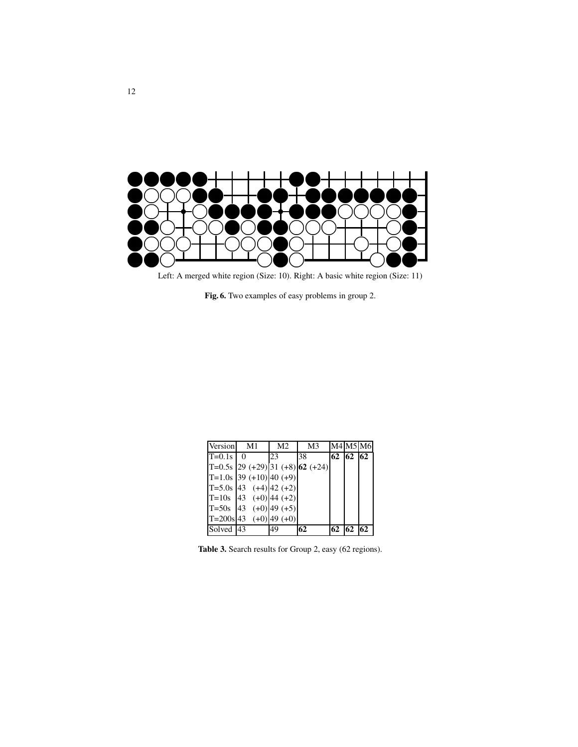Left: A merged white region (Size: 10). Right: A basic white region (Size: 11)

**Fig. 6.** Two examples of easy problems in group 2.

| Version | M1 | M2 | M3 | M4 | M5 | M6 |
|---|---|---|---|---|---|---|
| T=0.1s | 0 | 23 | 38 | **62** | **62** | **62** |
| T=0.5s | 29 (+29) | 31 (+8) | **62** (+24) | | | |
| T=1.0s | 39 (+10) | 40 (+9) | | | | |
| T=5.0s | 43 (+4) | 42 (+2) | | | | |
| T=10s | 43 (+0) | 44 (+2) | | | | |
| T=50s | 43 (+0) | 49 (+5) | | | | |
| T=200s | 43 (+0) | 49 (+0) | | | | |
| Solved | 43 | 49 | **62** | **62** | **62** | **62** |

**Table 3.** Search results for Group 2, easy (62 regions).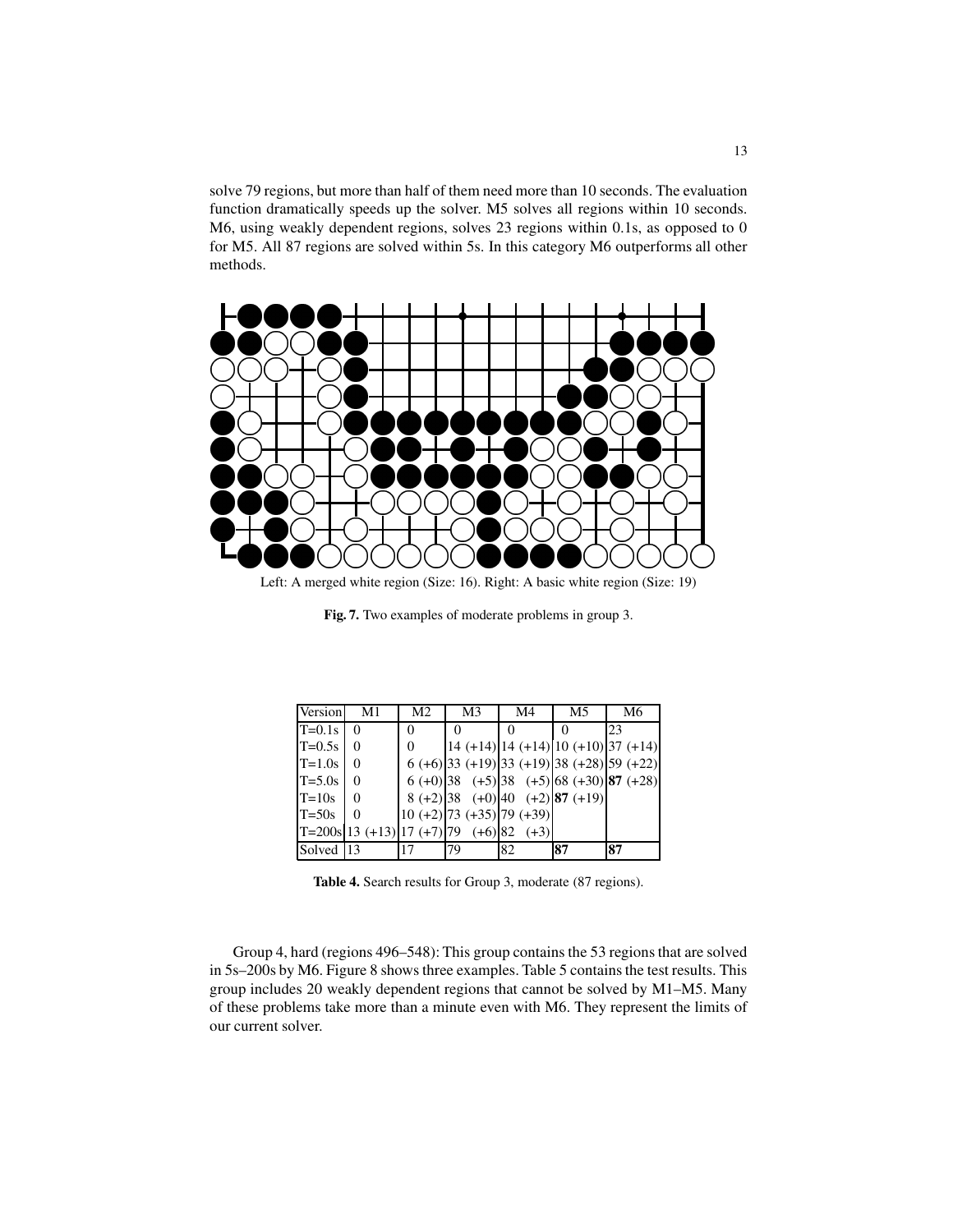solve 79 regions, but more than half of them need more than 10 seconds. The evaluation function dramatically speeds up the solver. M5 solves all regions within 10 seconds. M6, using weakly dependent regions, solves 23 regions within 0.1s, as opposed to 0 for M5. All 87 regions are solved within 5s. In this category M6 outperforms all other methods.

Left: A merged white region (Size: 16). Right: A basic white region (Size: 19)

**Fig. 7.** Two examples of moderate problems in group 3.

| Version | M1 | M2 | M3 | M4 | M5 | M6 |
|---|---|---|---|---|---|---|
| T=0.1s | 0 | 0 | 0 | 0 | 0 | 23 |
| T=0.5s | 0 | 0 | 14 (+14) | 14 (+14) | 10 (+10) | 37 (+14) |
| T=1.0s | 0 | 6 (+6) | 33 (+19) | 33 (+19) | 38 (+28) | 59 (+22) |
| T=5.0s | 0 | 6 (+0) | 38 (+5) | 38 (+5) | 68 (+30) | **87** (+28) |
| T=10s | 0 | 8 (+2) | 38 (+0) | 40 (+2) | **87** (+19) | |
| T=50s | 0 | 10 (+2) | 73 (+35) | 79 (+39) | | |
| T=200s | 13 (+13) | 17 (+7) | 79 (+6) | 82 (+3) | | |
| Solved | 13 | 17 | 79 | 82 | **87** | **87** |

**Table 4.** Search results for Group 3, moderate (87 regions).

Group 4, hard (regions 496–548): This group contains the 53 regions that are solved in 5s–200s by M6. Figure 8 shows three examples. Table 5 contains the test results. This group includes 20 weakly dependent regions that cannot be solved by M1–M5. Many of these problems take more than a minute even with M6. They represent the limits of our current solver.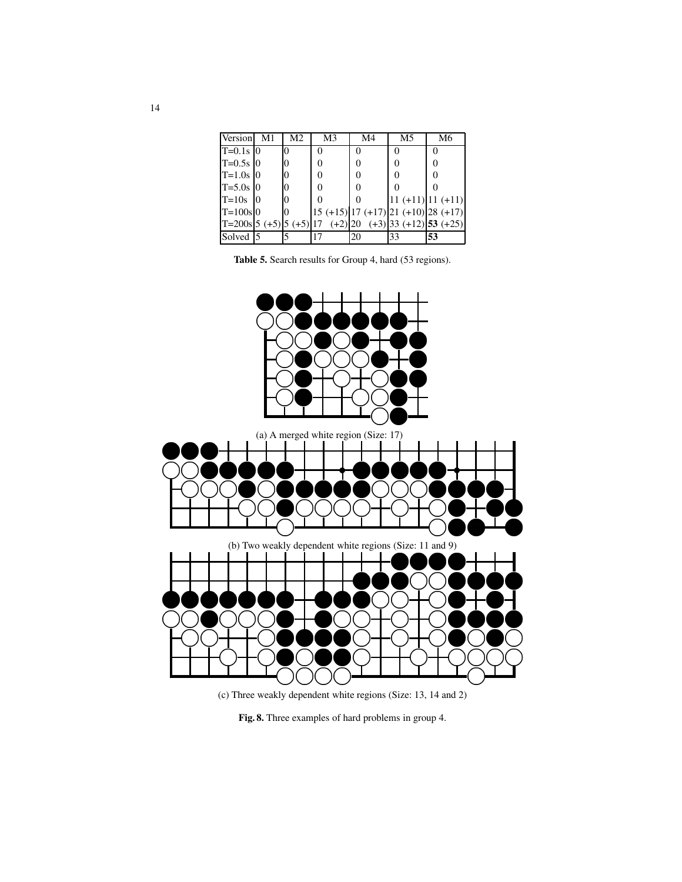| Version | M1 | M2 | M3 | M4 | M5 | M6 |
|---|---|---|---|---|---|---|
| T=0.1s | 0 | 0 | 0 | 0 | 0 | 0 |
| T=0.5s | 0 | 0 | 0 | 0 | 0 | 0 |
| T=1.0s | 0 | 0 | 0 | 0 | 0 | 0 |
| T=5.0s | 0 | 0 | 0 | 0 | 0 | 0 |
| T=10s | 0 | 0 | 0 | 0 | 11 (+11) | 11 (+11) |
| T=100s | 0 | 0 | 15 (+15) | 17 (+17) | 21 (+10) | 28 (+17) |
| T=200s | 5 (+5) | 5 (+5) | 17 (+2) | 20 (+3) | 33 (+12) | **53** (+25) |
| Solved | 5 | 5 | 17 | 20 | 33 | **53** |

**Table 5.** Search results for Group 4, hard (53 regions).

(a) A merged white region (Size: 17)

(b) Two weakly dependent white regions (Size: 11 and 9)

(c) Three weakly dependent white regions (Size: 13, 14 and 2)

**Fig. 8.** Three examples of hard problems in group 4.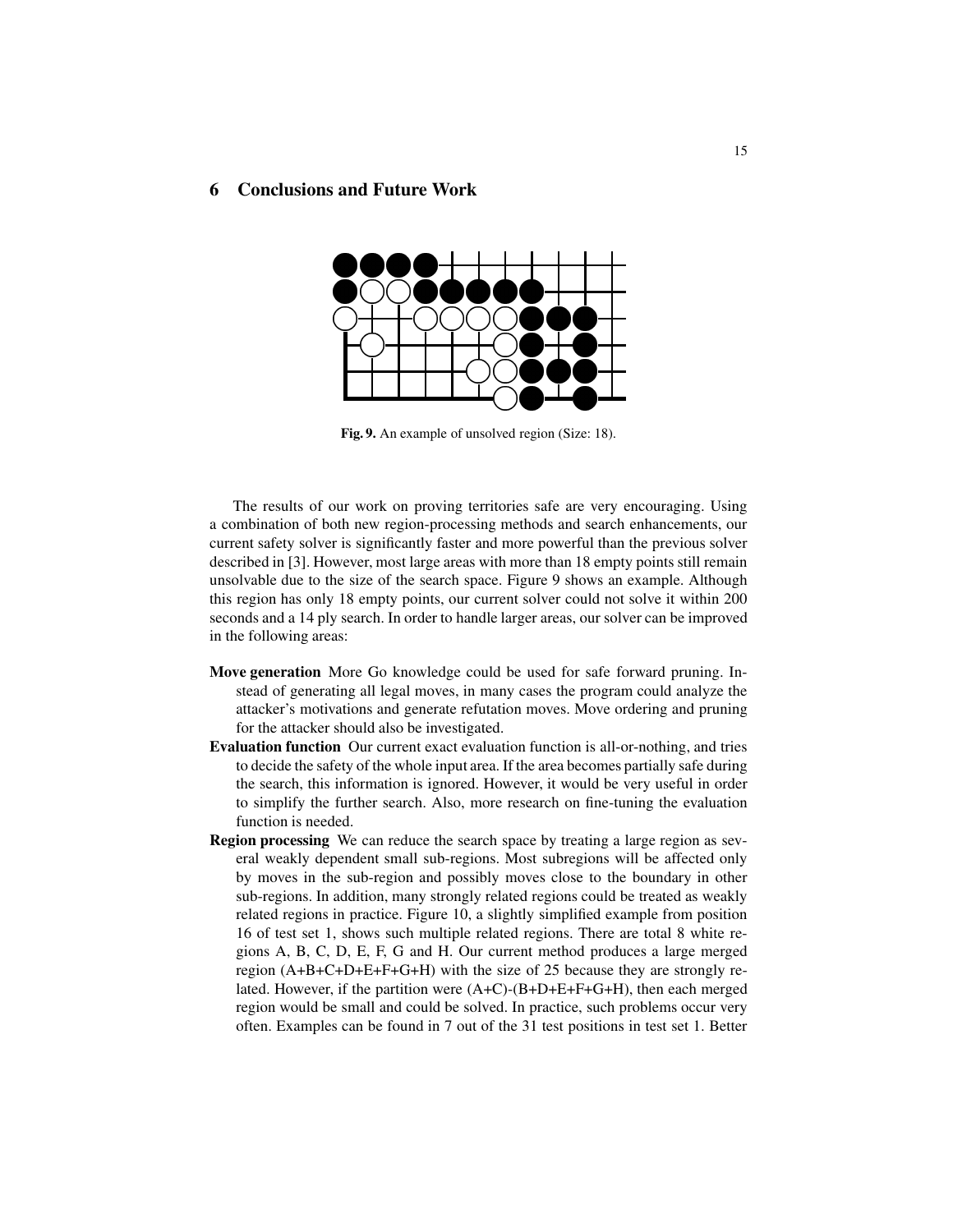## 6 Conclusions and Future Work

**Fig. 9.** An example of unsolved region (Size: 18).

The results of our work on proving territories safe are very encouraging. Using a combination of both new region-processing methods and search enhancements, our current safety solver is significantly faster and more powerful than the previous solver described in [3]. However, most large areas with more than 18 empty points still remain unsolvable due to the size of the search space. Figure 9 shows an example. Although this region has only 18 empty points, our current solver could not solve it within 200 seconds and a 14 ply search. In order to handle larger areas, our solver can be improved in the following areas:

- **Move generation** More Go knowledge could be used for safe forward pruning. Instead of generating all legal moves, in many cases the program could analyze the attacker's motivations and generate refutation moves. Move ordering and pruning for the attacker should also be investigated.
- **Evaluation function** Our current exact evaluation function is all-or-nothing, and tries to decide the safety of the whole input area. If the area becomes partially safe during the search, this information is ignored. However, it would be very useful in order to simplify the further search. Also, more research on fine-tuning the evaluation function is needed.
- **Region processing** We can reduce the search space by treating a large region as several weakly dependent small sub-regions. Most subregions will be affected only by moves in the sub-region and possibly moves close to the boundary in other sub-regions. In addition, many strongly related regions could be treated as weakly related regions in practice. Figure 10, a slightly simplified example from position 16 of test set 1, shows such multiple related regions. There are total 8 white regions A, B, C, D, E, F, G and H. Our current method produces a large merged region (A+B+C+D+E+F+G+H) with the size of 25 because they are strongly related. However, if the partition were (A+C)-(B+D+E+F+G+H), then each merged region would be small and could be solved. In practice, such problems occur very often. Examples can be found in 7 out of the 31 test positions in test set 1. Better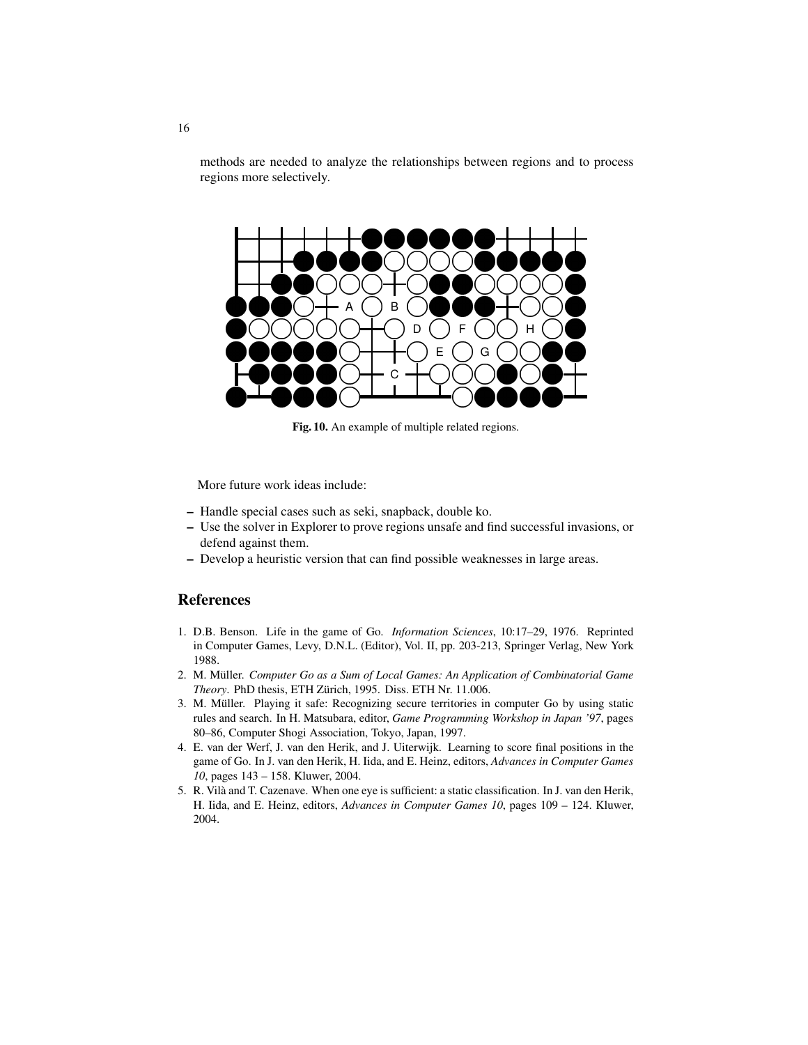methods are needed to analyze the relationships between regions and to process regions more selectively.

A B D F H E G C

**Fig. 10.** An example of multiple related regions.

More future work ideas include:

– Handle special cases such as seki, snapback, double ko.
– Use the solver in Explorer to prove regions unsafe and find successful invasions, or defend against them.
– Develop a heuristic version that can find possible weaknesses in large areas.

## References

1. D.B. Benson. Life in the game of Go. *Information Sciences*, 10:17–29, 1976. Reprinted in Computer Games, Levy, D.N.L. (Editor), Vol. II, pp. 203-213, Springer Verlag, New York 1988.
2. M. Müller. *Computer Go as a Sum of Local Games: An Application of Combinatorial Game Theory*. PhD thesis, ETH Zürich, 1995. Diss. ETH Nr. 11.006.
3. M. Müller. Playing it safe: Recognizing secure territories in computer Go by using static rules and search. In H. Matsubara, editor, *Game Programming Workshop in Japan '97*, pages 80–86, Computer Shogi Association, Tokyo, Japan, 1997.
4. E. van der Werf, J. van den Herik, and J. Uiterwijk. Learning to score final positions in the game of Go. In J. van den Herik, H. Iida, and E. Heinz, editors, *Advances in Computer Games 10*, pages 143 – 158. Kluwer, 2004.
5. R. Vilà and T. Cazenave. When one eye is sufficient: a static classification. In J. van den Herik, H. Iida, and E. Heinz, editors, *Advances in Computer Games 10*, pages 109 – 124. Kluwer, 2004.